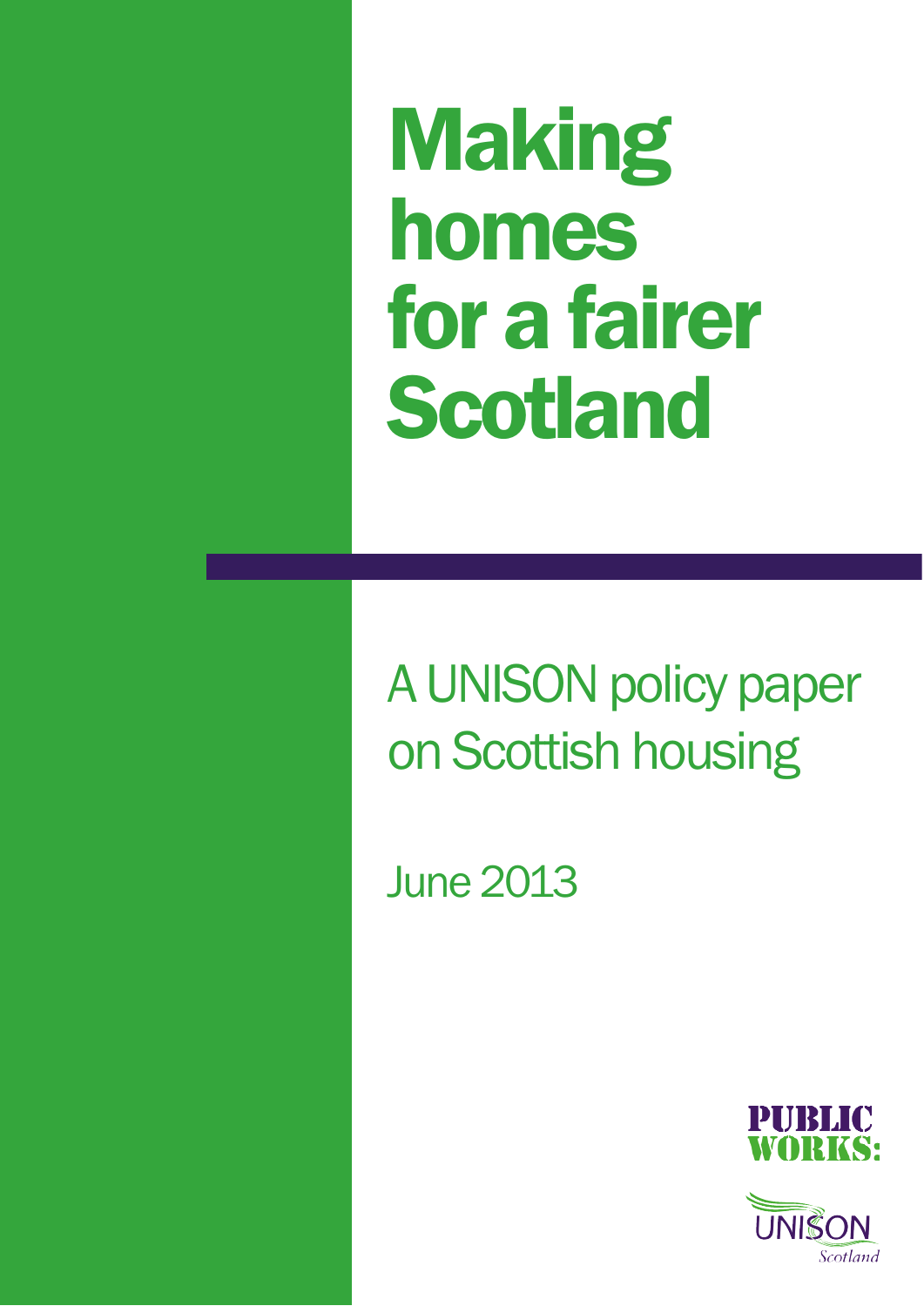# Making homes for a fairer Scotland

## A UNISON policy paper on Scottish housing

June 2013

PUBLIC WORKS:

UNISON Scotland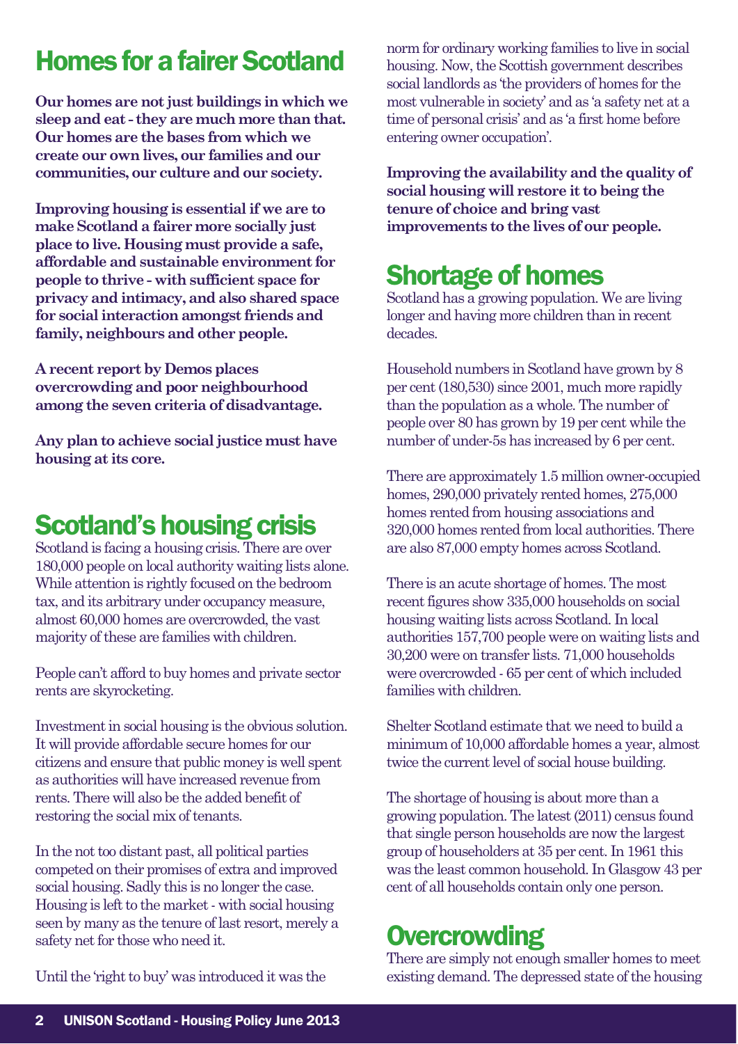# Homes for a fairer Scotland

**Our homes are not just buildings in which we sleep and eat - they are much more than that. Our homes are the bases from which we create our own lives, our families and our communities, our culture and our society.**

**Improving housing is essential if we are to make Scotland a fairer more socially just place to live. Housing must provide a safe, affordable and sustainable environment for people to thrive - with sufficient space for privacy and intimacy, and also shared space for social interaction amongst friends and family, neighbours and other people.**

**A recent report by Demos places overcrowding and poor neighbourhood among the seven criteria of disadvantage.**

**Any plan to achieve social justice must have housing at its core.**

## Scotland's housing crisis

Scotland is facing a housing crisis. There are over 180,000 people on local authority waiting lists alone. While attention is rightly focused on the bedroom tax, and its arbitrary under occupancy measure, almost 60,000 homes are overcrowded, the vast majority of these are families with children.

People can't afford to buy homes and private sector rents are skyrocketing.

Investment in social housing is the obvious solution. It will provide affordable secure homes for our citizens and ensure that public money is well spent as authorities will have increased revenue from rents. There will also be the added benefit of restoring the social mix of tenants.

In the not too distant past, all political parties competed on their promises of extra and improved social housing. Sadly this is no longer the case. Housing is left to the market - with social housing seen by many as the tenure of last resort, merely a safety net for those who need it.

Until the 'right to buy' was introduced it was the norm for ordinary working families to live in social housing. Now, the Scottish government describes social landlords as 'the providers of homes for the most vulnerable in society' and as 'a safety net at a time of personal crisis' and as 'a first home before entering owner occupation'.

**Improving the availability and the quality of social housing will restore it to being the tenure of choice and bring vast improvements to the lives of our people.**

## Shortage of homes

Scotland has a growing population. We are living longer and having more children than in recent decades.

Household numbers in Scotland have grown by 8 per cent (180,530) since 2001, much more rapidly than the population as a whole. The number of people over 80 has grown by 19 per cent while the number of under-5s has increased by 6 per cent.

There are approximately 1.5 million owner-occupied homes, 290,000 privately rented homes, 275,000 homes rented from housing associations and 320,000 homes rented from local authorities. There are also 87,000 empty homes across Scotland.

There is an acute shortage of homes. The most recent figures show 335,000 households on social housing waiting lists across Scotland. In local authorities 157,700 people were on waiting lists and 30,200 were on transfer lists. 71,000 households were overcrowded - 65 per cent of which included families with children.

Shelter Scotland estimate that we need to build a minimum of 10,000 affordable homes a year, almost twice the current level of social house building.

The shortage of housing is about more than a growing population. The latest (2011) census found that single person households are now the largest group of householders at 35 per cent. In 1961 this was the least common household. In Glasgow 43 per cent of all households contain only one person.

## Overcrowding

There are simply not enough smaller homes to meet existing demand. The depressed state of the housing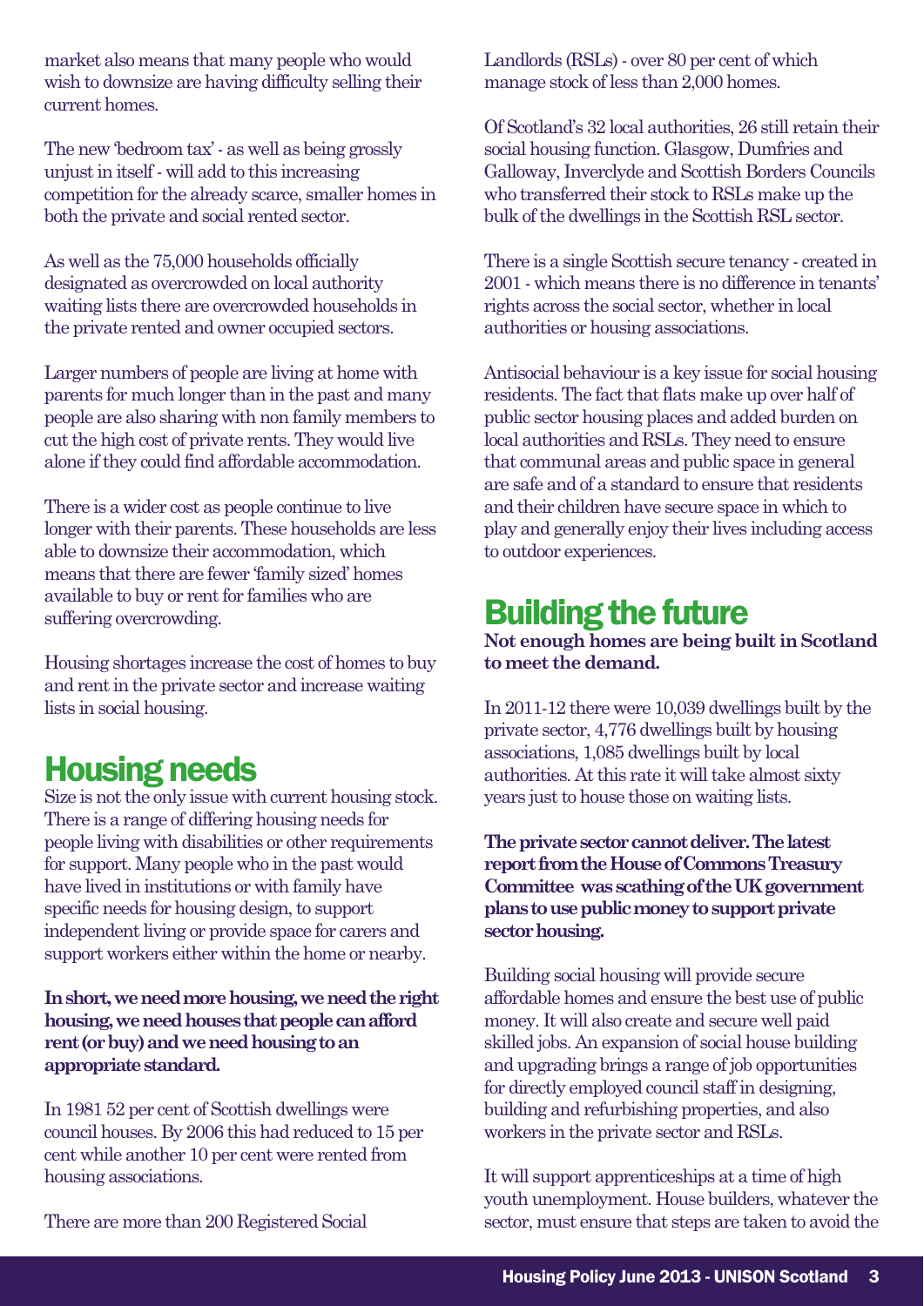market also means that many people who would wish to downsize are having difficulty selling their current homes.

The new 'bedroom tax' - as well as being grossly unjust in itself - will add to this increasing competition for the already scarce, smaller homes in both the private and social rented sector.

As well as the 75,000 households officially designated as overcrowded on local authority waiting lists there are overcrowded households in the private rented and owner occupied sectors.

Larger numbers of people are living at home with parents for much longer than in the past and many people are also sharing with non family members to cut the high cost of private rents. They would live alone if they could find affordable accommodation.

There is a wider cost as people continue to live longer with their parents. These households are less able to downsize their accommodation, which means that there are fewer 'family sized' homes available to buy or rent for families who are suffering overcrowding.

Housing shortages increase the cost of homes to buy and rent in the private sector and increase waiting lists in social housing.

## Housing needs

Size is not the only issue with current housing stock. There is a range of differing housing needs for people living with disabilities or other requirements for support. Many people who in the past would have lived in institutions or with family have specific needs for housing design, to support independent living or provide space for carers and support workers either within the home or nearby.

**In short, we need more housing, we need the right housing, we need houses that people can afford rent (or buy) and we need housing to an appropriate standard.**

In 1981 52 per cent of Scottish dwellings were council houses. By 2006 this had reduced to 15 per cent while another 10 per cent were rented from housing associations.

There are more than 200 Registered Social Landlords (RSLs) - over 80 per cent of which manage stock of less than 2,000 homes.

Of Scotland's 32 local authorities, 26 still retain their social housing function. Glasgow, Dumfries and Galloway, Inverclyde and Scottish Borders Councils who transferred their stock to RSLs make up the bulk of the dwellings in the Scottish RSL sector.

There is a single Scottish secure tenancy - created in 2001 - which means there is no difference in tenants' rights across the social sector, whether in local authorities or housing associations.

Antisocial behaviour is a key issue for social housing residents. The fact that flats make up over half of public sector housing places and added burden on local authorities and RSLs. They need to ensure that communal areas and public space in general are safe and of a standard to ensure that residents and their children have secure space in which to play and generally enjoy their lives including access to outdoor experiences.

## Building the future

**Not enough homes are being built in Scotland to meet the demand.**

In 2011-12 there were 10,039 dwellings built by the private sector, 4,776 dwellings built by housing associations, 1,085 dwellings built by local authorities. At this rate it will take almost sixty years just to house those on waiting lists.

**The private sector cannot deliver. The latest report from the House of Commons Treasury Committee was scathing of the UK government plans to use public money to support private sector housing.**

Building social housing will provide secure affordable homes and ensure the best use of public money. It will also create and secure well paid skilled jobs. An expansion of social house building and upgrading brings a range of job opportunities for directly employed council staff in designing, building and refurbishing properties, and also workers in the private sector and RSLs.

It will support apprenticeships at a time of high youth unemployment. House builders, whatever the sector, must ensure that steps are taken to avoid the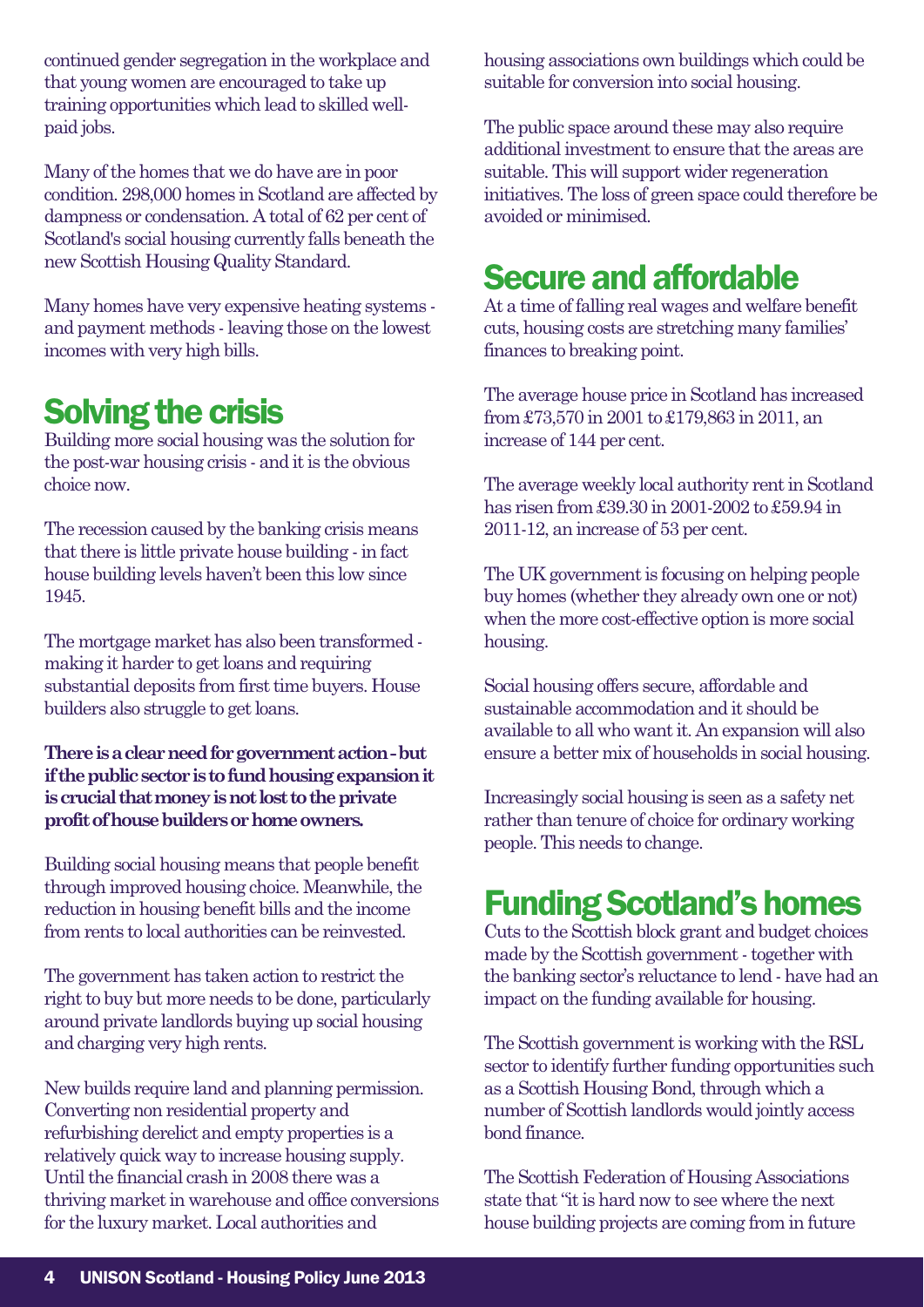continued gender segregation in the workplace and that young women are encouraged to take up training opportunities which lead to skilled well-paid jobs.

Many of the homes that we do have are in poor condition. 298,000 homes in Scotland are affected by dampness or condensation. A total of 62 per cent of Scotland's social housing currently falls beneath the new Scottish Housing Quality Standard.

Many homes have very expensive heating systems - and payment methods - leaving those on the lowest incomes with very high bills.

## Solving the crisis

Building more social housing was the solution for the post-war housing crisis - and it is the obvious choice now.

The recession caused by the banking crisis means that there is little private house building - in fact house building levels haven't been this low since 1945.

The mortgage market has also been transformed - making it harder to get loans and requiring substantial deposits from first time buyers. House builders also struggle to get loans.

**There is a clear need for government action - but if the public sector is to fund housing expansion it is crucial that money is not lost to the private profit of house builders or home owners.**

Building social housing means that people benefit through improved housing choice. Meanwhile, the reduction in housing benefit bills and the income from rents to local authorities can be reinvested.

The government has taken action to restrict the right to buy but more needs to be done, particularly around private landlords buying up social housing and charging very high rents.

New builds require land and planning permission. Converting non residential property and refurbishing derelict and empty properties is a relatively quick way to increase housing supply. Until the financial crash in 2008 there was a thriving market in warehouse and office conversions for the luxury market. Local authorities and housing associations own buildings which could be suitable for conversion into social housing.

The public space around these may also require additional investment to ensure that the areas are suitable. This will support wider regeneration initiatives. The loss of green space could therefore be avoided or minimised.

## Secure and affordable

At a time of falling real wages and welfare benefit cuts, housing costs are stretching many families' finances to breaking point.

The average house price in Scotland has increased from £73,570 in 2001 to £179,863 in 2011, an increase of 144 per cent.

The average weekly local authority rent in Scotland has risen from £39.30 in 2001-2002 to £59.94 in 2011-12, an increase of 53 per cent.

The UK government is focusing on helping people buy homes (whether they already own one or not) when the more cost-effective option is more social housing.

Social housing offers secure, affordable and sustainable accommodation and it should be available to all who want it. An expansion will also ensure a better mix of households in social housing.

Increasingly social housing is seen as a safety net rather than tenure of choice for ordinary working people. This needs to change.

## Funding Scotland's homes

Cuts to the Scottish block grant and budget choices made by the Scottish government - together with the banking sector's reluctance to lend - have had an impact on the funding available for housing.

The Scottish government is working with the RSL sector to identify further funding opportunities such as a Scottish Housing Bond, through which a number of Scottish landlords would jointly access bond finance.

The Scottish Federation of Housing Associations state that "it is hard now to see where the next house building projects are coming from in future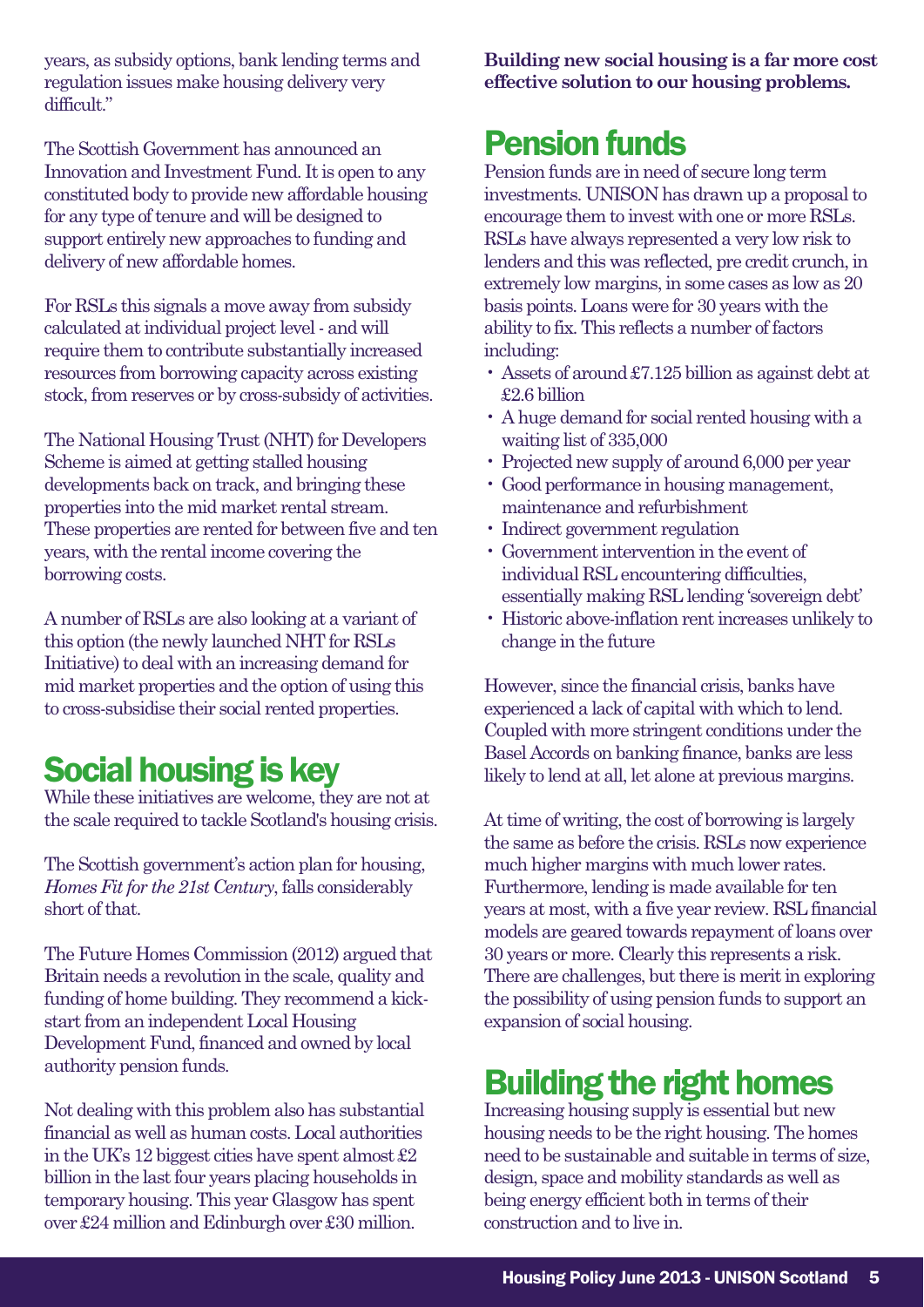years, as subsidy options, bank lending terms and regulation issues make housing delivery very difficult."

The Scottish Government has announced an Innovation and Investment Fund. It is open to any constituted body to provide new affordable housing for any type of tenure and will be designed to support entirely new approaches to funding and delivery of new affordable homes.

For RSLs this signals a move away from subsidy calculated at individual project level - and will require them to contribute substantially increased resources from borrowing capacity across existing stock, from reserves or by cross-subsidy of activities.

The National Housing Trust (NHT) for Developers Scheme is aimed at getting stalled housing developments back on track, and bringing these properties into the mid market rental stream. These properties are rented for between five and ten years, with the rental income covering the borrowing costs.

A number of RSLs are also looking at a variant of this option (the newly launched NHT for RSLs Initiative) to deal with an increasing demand for mid market properties and the option of using this to cross-subsidise their social rented properties.

## Social housing is key

While these initiatives are welcome, they are not at the scale required to tackle Scotland's housing crisis.

The Scottish government's action plan for housing, *Homes Fit for the 21st Century*, falls considerably short of that.

The Future Homes Commission (2012) argued that Britain needs a revolution in the scale, quality and funding of home building. They recommend a kick-start from an independent Local Housing Development Fund, financed and owned by local authority pension funds.

Not dealing with this problem also has substantial financial as well as human costs. Local authorities in the UK's 12 biggest cities have spent almost £2 billion in the last four years placing households in temporary housing. This year Glasgow has spent over £24 million and Edinburgh over £30 million.

**Building new social housing is a far more cost effective solution to our housing problems.**

## Pension funds

Pension funds are in need of secure long term investments. UNISON has drawn up a proposal to encourage them to invest with one or more RSLs. RSLs have always represented a very low risk to lenders and this was reflected, pre credit crunch, in extremely low margins, in some cases as low as 20 basis points. Loans were for 30 years with the ability to fix. This reflects a number of factors including:

- Assets of around £7.125 billion as against debt at £2.6 billion
- A huge demand for social rented housing with a waiting list of 335,000
- Projected new supply of around 6,000 per year
- Good performance in housing management, maintenance and refurbishment
- Indirect government regulation
- Government intervention in the event of individual RSL encountering difficulties, essentially making RSL lending 'sovereign debt'
- Historic above-inflation rent increases unlikely to change in the future

However, since the financial crisis, banks have experienced a lack of capital with which to lend. Coupled with more stringent conditions under the Basel Accords on banking finance, banks are less likely to lend at all, let alone at previous margins.

At time of writing, the cost of borrowing is largely the same as before the crisis. RSLs now experience much higher margins with much lower rates. Furthermore, lending is made available for ten years at most, with a five year review. RSL financial models are geared towards repayment of loans over 30 years or more. Clearly this represents a risk. There are challenges, but there is merit in exploring the possibility of using pension funds to support an expansion of social housing.

## Building the right homes

Increasing housing supply is essential but new housing needs to be the right housing. The homes need to be sustainable and suitable in terms of size, design, space and mobility standards as well as being energy efficient both in terms of their construction and to live in.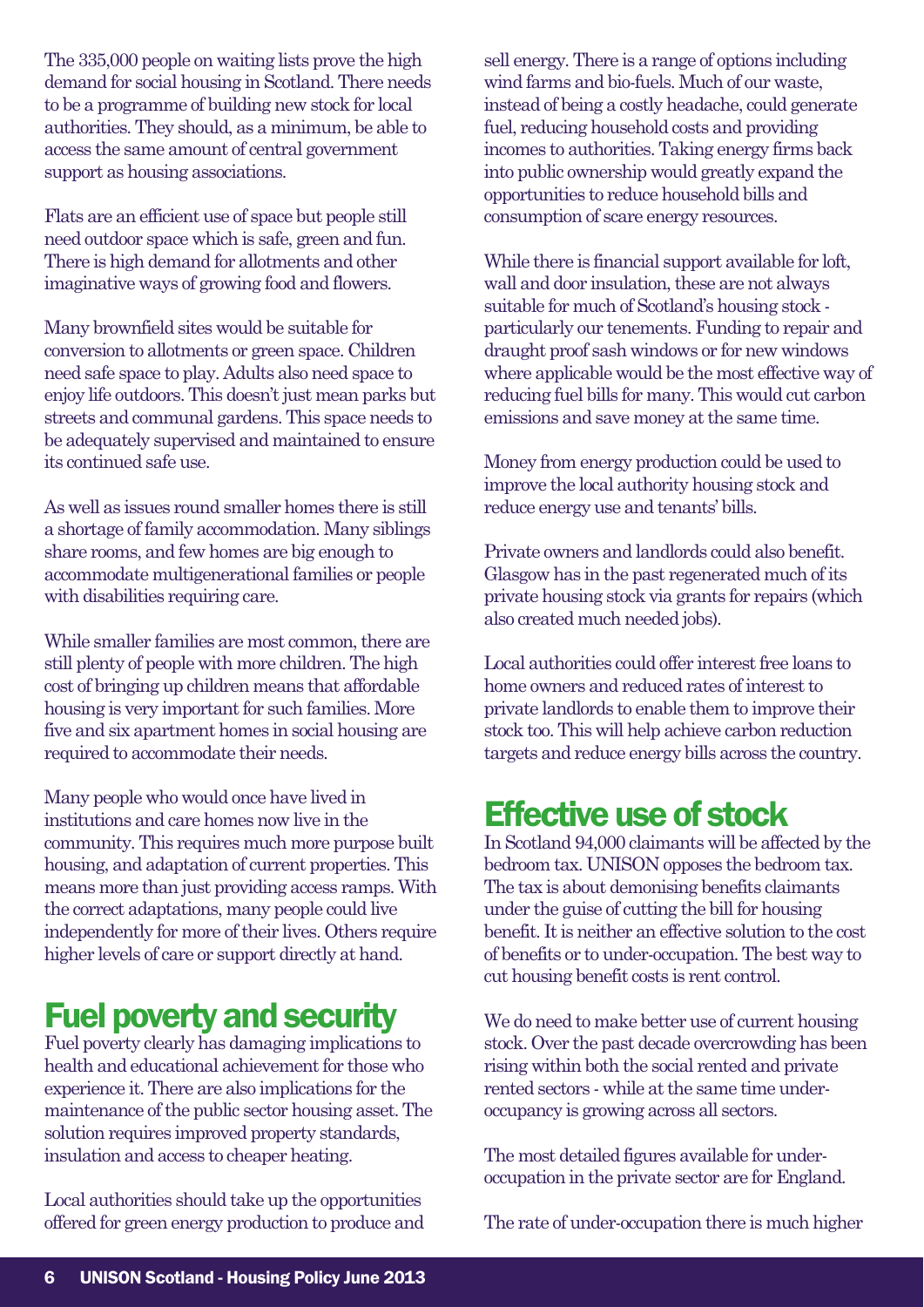The 335,000 people on waiting lists prove the high demand for social housing in Scotland. There needs to be a programme of building new stock for local authorities. They should, as a minimum, be able to access the same amount of central government support as housing associations.

Flats are an efficient use of space but people still need outdoor space which is safe, green and fun. There is high demand for allotments and other imaginative ways of growing food and flowers.

Many brownfield sites would be suitable for conversion to allotments or green space. Children need safe space to play. Adults also need space to enjoy life outdoors. This doesn't just mean parks but streets and communal gardens. This space needs to be adequately supervised and maintained to ensure its continued safe use.

As well as issues round smaller homes there is still a shortage of family accommodation. Many siblings share rooms, and few homes are big enough to accommodate multigenerational families or people with disabilities requiring care.

While smaller families are most common, there are still plenty of people with more children. The high cost of bringing up children means that affordable housing is very important for such families. More five and six apartment homes in social housing are required to accommodate their needs.

Many people who would once have lived in institutions and care homes now live in the community. This requires much more purpose built housing, and adaptation of current properties. This means more than just providing access ramps. With the correct adaptations, many people could live independently for more of their lives. Others require higher levels of care or support directly at hand.

## Fuel poverty and security

Fuel poverty clearly has damaging implications to health and educational achievement for those who experience it. There are also implications for the maintenance of the public sector housing asset. The solution requires improved property standards, insulation and access to cheaper heating.

Local authorities should take up the opportunities offered for green energy production to produce and sell energy. There is a range of options including wind farms and bio-fuels. Much of our waste, instead of being a costly headache, could generate fuel, reducing household costs and providing incomes to authorities. Taking energy firms back into public ownership would greatly expand the opportunities to reduce household bills and consumption of scare energy resources.

While there is financial support available for loft, wall and door insulation, these are not always suitable for much of Scotland's housing stock - particularly our tenements. Funding to repair and draught proof sash windows or for new windows where applicable would be the most effective way of reducing fuel bills for many. This would cut carbon emissions and save money at the same time.

Money from energy production could be used to improve the local authority housing stock and reduce energy use and tenants' bills.

Private owners and landlords could also benefit. Glasgow has in the past regenerated much of its private housing stock via grants for repairs (which also created much needed jobs).

Local authorities could offer interest free loans to home owners and reduced rates of interest to private landlords to enable them to improve their stock too. This will help achieve carbon reduction targets and reduce energy bills across the country.

## Effective use of stock

In Scotland 94,000 claimants will be affected by the bedroom tax. UNISON opposes the bedroom tax. The tax is about demonising benefits claimants under the guise of cutting the bill for housing benefit. It is neither an effective solution to the cost of benefits or to under-occupation. The best way to cut housing benefit costs is rent control.

We do need to make better use of current housing stock. Over the past decade overcrowding has been rising within both the social rented and private rented sectors - while at the same time under-occupancy is growing across all sectors.

The most detailed figures available for under-occupation in the private sector are for England.

The rate of under-occupation there is much higher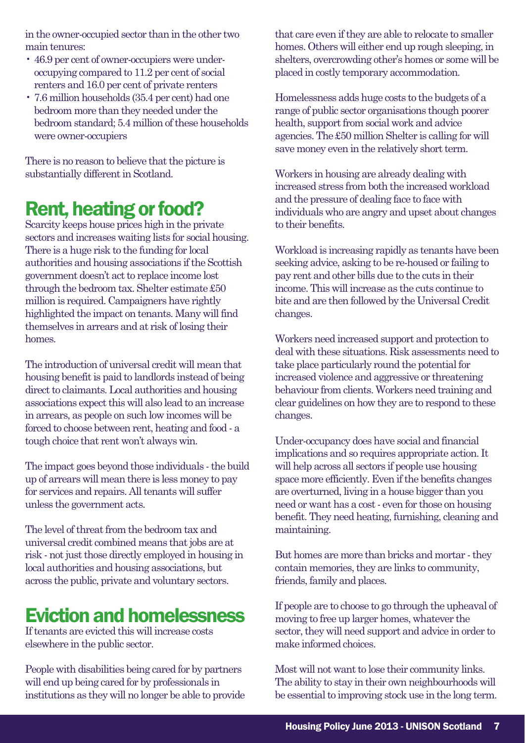in the owner-occupied sector than in the other two main tenures:

- 46.9 per cent of owner-occupiers were under-occupying compared to 11.2 per cent of social renters and 16.0 per cent of private renters
- 7.6 million households (35.4 per cent) had one bedroom more than they needed under the bedroom standard; 5.4 million of these households were owner-occupiers

There is no reason to believe that the picture is substantially different in Scotland.

## Rent, heating or food?

Scarcity keeps house prices high in the private sectors and increases waiting lists for social housing. There is a huge risk to the funding for local authorities and housing associations if the Scottish government doesn't act to replace income lost through the bedroom tax. Shelter estimate £50 million is required. Campaigners have rightly highlighted the impact on tenants. Many will find themselves in arrears and at risk of losing their homes.

The introduction of universal credit will mean that housing benefit is paid to landlords instead of being direct to claimants. Local authorities and housing associations expect this will also lead to an increase in arrears, as people on such low incomes will be forced to choose between rent, heating and food - a tough choice that rent won't always win.

The impact goes beyond those individuals - the build up of arrears will mean there is less money to pay for services and repairs. All tenants will suffer unless the government acts.

The level of threat from the bedroom tax and universal credit combined means that jobs are at risk - not just those directly employed in housing in local authorities and housing associations, but across the public, private and voluntary sectors.

## Eviction and homelessness

If tenants are evicted this will increase costs elsewhere in the public sector.

People with disabilities being cared for by partners will end up being cared for by professionals in institutions as they will no longer be able to provide that care even if they are able to relocate to smaller homes. Others will either end up rough sleeping, in shelters, overcrowding other's homes or some will be placed in costly temporary accommodation.

Homelessness adds huge costs to the budgets of a range of public sector organisations though poorer health, support from social work and advice agencies. The £50 million Shelter is calling for will save money even in the relatively short term.

Workers in housing are already dealing with increased stress from both the increased workload and the pressure of dealing face to face with individuals who are angry and upset about changes to their benefits.

Workload is increasing rapidly as tenants have been seeking advice, asking to be re-housed or failing to pay rent and other bills due to the cuts in their income. This will increase as the cuts continue to bite and are then followed by the Universal Credit changes.

Workers need increased support and protection to deal with these situations. Risk assessments need to take place particularly round the potential for increased violence and aggressive or threatening behaviour from clients. Workers need training and clear guidelines on how they are to respond to these changes.

Under-occupancy does have social and financial implications and so requires appropriate action. It will help across all sectors if people use housing space more efficiently. Even if the benefits changes are overturned, living in a house bigger than you need or want has a cost - even for those on housing benefit. They need heating, furnishing, cleaning and maintaining.

But homes are more than bricks and mortar - they contain memories, they are links to community, friends, family and places.

If people are to choose to go through the upheaval of moving to free up larger homes, whatever the sector, they will need support and advice in order to make informed choices.

Most will not want to lose their community links. The ability to stay in their own neighbourhoods will be essential to improving stock use in the long term.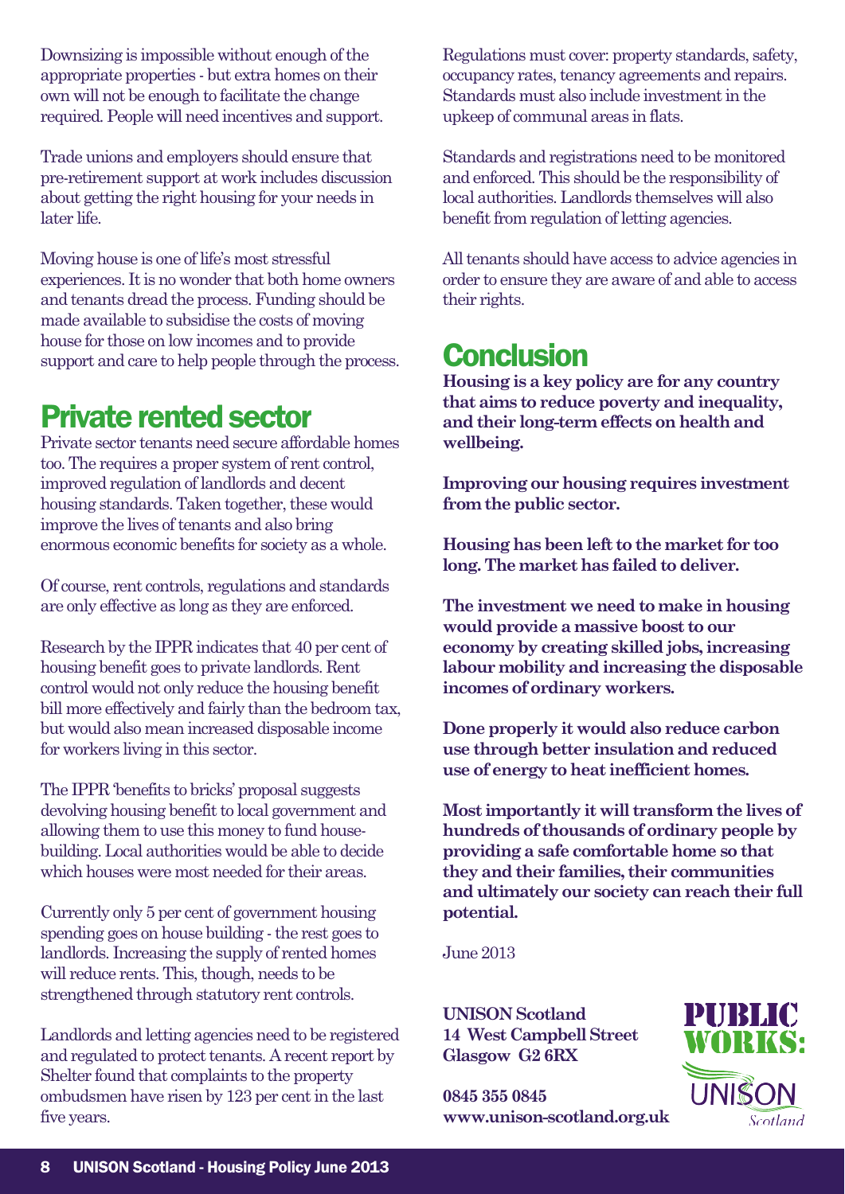Downsizing is impossible without enough of the appropriate properties - but extra homes on their own will not be enough to facilitate the change required. People will need incentives and support.

Trade unions and employers should ensure that pre-retirement support at work includes discussion about getting the right housing for your needs in later life.

Moving house is one of life's most stressful experiences. It is no wonder that both home owners and tenants dread the process. Funding should be made available to subsidise the costs of moving house for those on low incomes and to provide support and care to help people through the process.

## Private rented sector

Private sector tenants need secure affordable homes too. The requires a proper system of rent control, improved regulation of landlords and decent housing standards. Taken together, these would improve the lives of tenants and also bring enormous economic benefits for society as a whole.

Of course, rent controls, regulations and standards are only effective as long as they are enforced.

Research by the IPPR indicates that 40 per cent of housing benefit goes to private landlords. Rent control would not only reduce the housing benefit bill more effectively and fairly than the bedroom tax, but would also mean increased disposable income for workers living in this sector.

The IPPR 'benefits to bricks' proposal suggests devolving housing benefit to local government and allowing them to use this money to fund house-building. Local authorities would be able to decide which houses were most needed for their areas.

Currently only 5 per cent of government housing spending goes on house building - the rest goes to landlords. Increasing the supply of rented homes will reduce rents. This, though, needs to be strengthened through statutory rent controls.

Landlords and letting agencies need to be registered and regulated to protect tenants. A recent report by Shelter found that complaints to the property ombudsmen have risen by 123 per cent in the last five years.

Regulations must cover: property standards, safety, occupancy rates, tenancy agreements and repairs. Standards must also include investment in the upkeep of communal areas in flats.

Standards and registrations need to be monitored and enforced. This should be the responsibility of local authorities. Landlords themselves will also benefit from regulation of letting agencies.

All tenants should have access to advice agencies in order to ensure they are aware of and able to access their rights.

## Conclusion

**Housing is a key policy are for any country that aims to reduce poverty and inequality, and their long-term effects on health and wellbeing.**

**Improving our housing requires investment from the public sector.**

**Housing has been left to the market for too long. The market has failed to deliver.**

**The investment we need to make in housing would provide a massive boost to our economy by creating skilled jobs, increasing labour mobility and increasing the disposable incomes of ordinary workers.**

**Done properly it would also reduce carbon use through better insulation and reduced use of energy to heat inefficient homes.**

**Most importantly it will transform the lives of hundreds of thousands of ordinary people by providing a safe comfortable home so that they and their families, their communities and ultimately our society can reach their full potential.**

June 2013

**UNISON Scotland**
**14 West Campbell Street**
**Glasgow G2 6RX**

**0845 355 0845**
**www.unison-scotland.org.uk**

PUBLIC WORKS:
UNISON Scotland